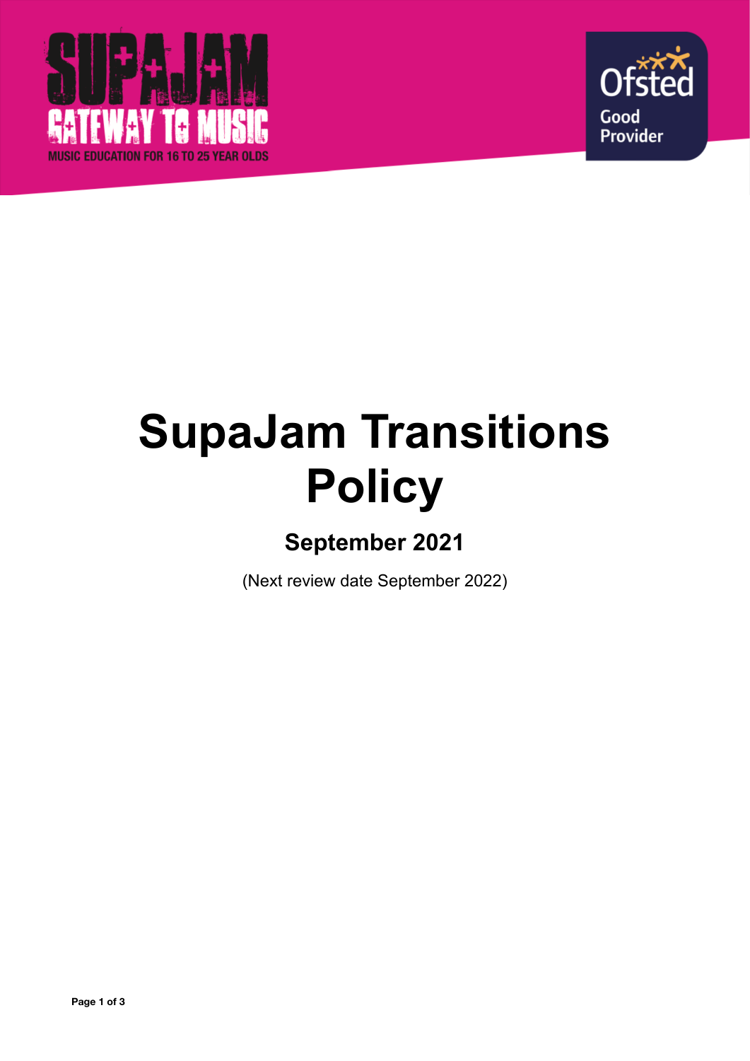SUPAJAM GATEWAY TO MUSIC

MUSIC EDUCATION FOR 16 TO 25 YEAR OLDS

Ofsted Good Provider

# SupaJam Transitions Policy

## September 2021

(Next review date September 2022)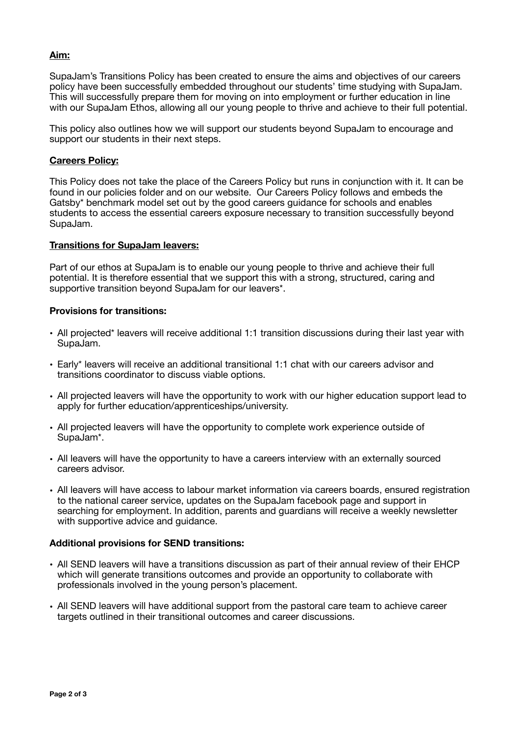**Aim:**

SupaJam's Transitions Policy has been created to ensure the aims and objectives of our careers policy have been successfully embedded throughout our students' time studying with SupaJam. This will successfully prepare them for moving on into employment or further education in line with our SupaJam Ethos, allowing all our young people to thrive and achieve to their full potential.

This policy also outlines how we will support our students beyond SupaJam to encourage and support our students in their next steps.

**Careers Policy:**

This Policy does not take the place of the Careers Policy but runs in conjunction with it. It can be found in our policies folder and on our website. Our Careers Policy follows and embeds the Gatsby* benchmark model set out by the good careers guidance for schools and enables students to access the essential careers exposure necessary to transition successfully beyond SupaJam.

**Transitions for SupaJam leavers:**

Part of our ethos at SupaJam is to enable our young people to thrive and achieve their full potential. It is therefore essential that we support this with a strong, structured, caring and supportive transition beyond SupaJam for our leavers*.

**Provisions for transitions:**

- All projected* leavers will receive additional 1:1 transition discussions during their last year with SupaJam.
- Early* leavers will receive an additional transitional 1:1 chat with our careers advisor and transitions coordinator to discuss viable options.
- All projected leavers will have the opportunity to work with our higher education support lead to apply for further education/apprenticeships/university.
- All projected leavers will have the opportunity to complete work experience outside of SupaJam*.
- All leavers will have the opportunity to have a careers interview with an externally sourced careers advisor.
- All leavers will have access to labour market information via careers boards, ensured registration to the national career service, updates on the SupaJam facebook page and support in searching for employment. In addition, parents and guardians will receive a weekly newsletter with supportive advice and guidance.

**Additional provisions for SEND transitions:**

- All SEND leavers will have a transitions discussion as part of their annual review of their EHCP which will generate transitions outcomes and provide an opportunity to collaborate with professionals involved in the young person's placement.
- All SEND leavers will have additional support from the pastoral care team to achieve career targets outlined in their transitional outcomes and career discussions.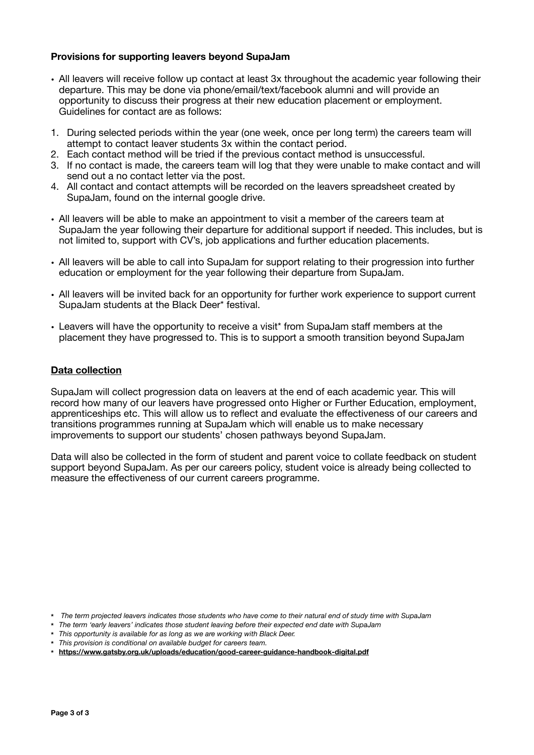**Provisions for supporting leavers beyond SupaJam**

- All leavers will receive follow up contact at least 3x throughout the academic year following their departure. This may be done via phone/email/text/facebook alumni and will provide an opportunity to discuss their progress at their new education placement or employment. Guidelines for contact are as follows:

1. During selected periods within the year (one week, once per long term) the careers team will attempt to contact leaver students 3x within the contact period.
2. Each contact method will be tried if the previous contact method is unsuccessful.
3. If no contact is made, the careers team will log that they were unable to make contact and will send out a no contact letter via the post.
4. All contact and contact attempts will be recorded on the leavers spreadsheet created by SupaJam, found on the internal google drive.

- All leavers will be able to make an appointment to visit a member of the careers team at SupaJam the year following their departure for additional support if needed. This includes, but is not limited to, support with CV's, job applications and further education placements.

- All leavers will be able to call into SupaJam for support relating to their progression into further education or employment for the year following their departure from SupaJam.

- All leavers will be invited back for an opportunity for further work experience to support current SupaJam students at the Black Deer* festival.

- Leavers will have the opportunity to receive a visit* from SupaJam staff members at the placement they have progressed to. This is to support a smooth transition beyond SupaJam

## Data collection

SupaJam will collect progression data on leavers at the end of each academic year. This will record how many of our leavers have progressed onto Higher or Further Education, employment, apprenticeships etc. This will allow us to reflect and evaluate the effectiveness of our careers and transitions programmes running at SupaJam which will enable us to make necessary improvements to support our students' chosen pathways beyond SupaJam.

Data will also be collected in the form of student and parent voice to collate feedback on student support beyond SupaJam. As per our careers policy, student voice is already being collected to measure the effectiveness of our current careers programme.

- * *The term projected leavers indicates those students who have come to their natural end of study time with SupaJam*
- * *The term 'early leavers' indicates those student leaving before their expected end date with SupaJam*
- * *This opportunity is available for as long as we are working with Black Deer.*
- * *This provision is conditional on available budget for careers team.*
- * **https://www.gatsby.org.uk/uploads/education/good-career-guidance-handbook-digital.pdf**